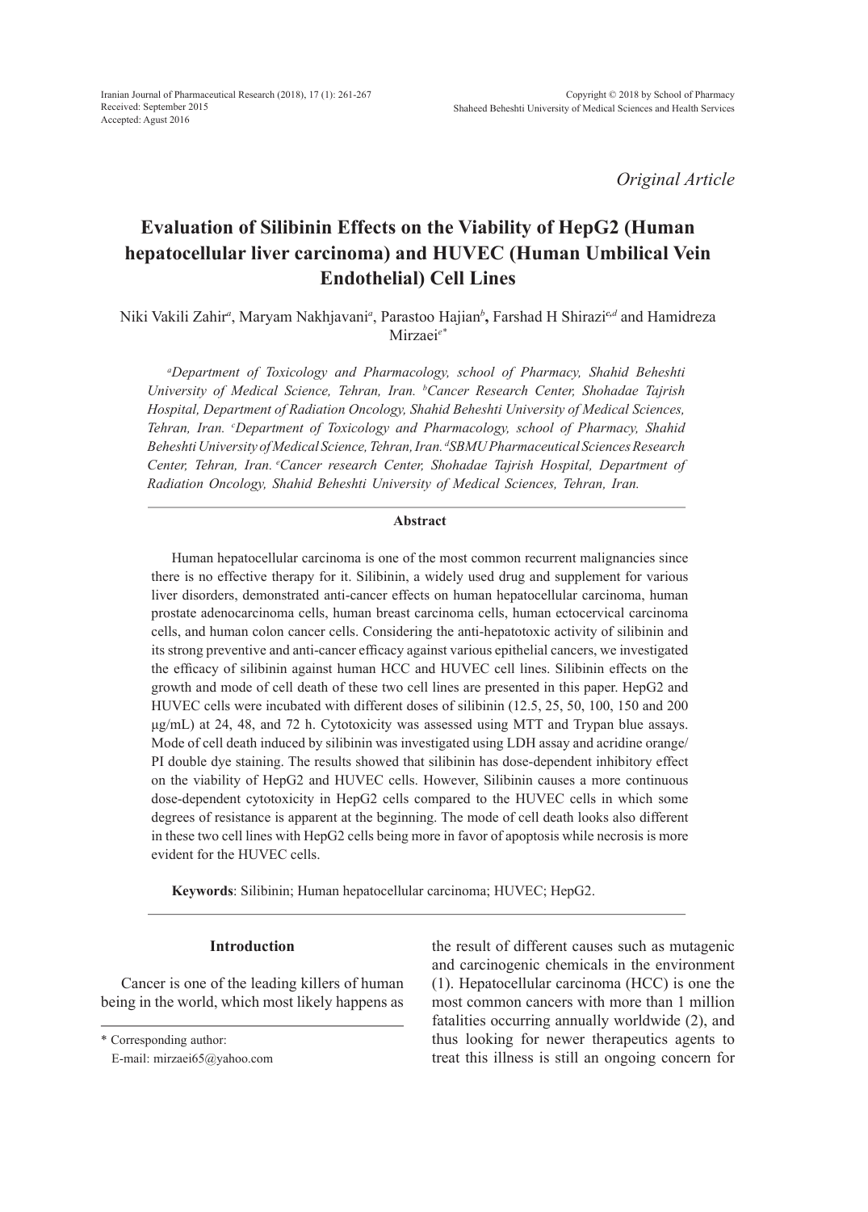Received: September 2015
Accepted: Agust 2016

*Original Article*

# Evaluation of Silibinin Effects on the Viability of HepG2 (Human hepatocellular liver carcinoma) and HUVEC (Human Umbilical Vein Endothelial) Cell Lines

Niki Vakili Zahir[a], Maryam Nakhjavani[a], Parastoo Hajian[b], Farshad H Shirazi[c,d] and Hamidreza Mirzaei[e*]

*[a]Department of Toxicology and Pharmacology, school of Pharmacy, Shahid Beheshti University of Medical Science, Tehran, Iran. [b]Cancer Research Center, Shohadae Tajrish Hospital, Department of Radiation Oncology, Shahid Beheshti University of Medical Sciences, Tehran, Iran. [c]Department of Toxicology and Pharmacology, school of Pharmacy, Shahid Beheshti University of Medical Science, Tehran, Iran. [d]SBMU Pharmaceutical Sciences Research Center, Tehran, Iran. [e]Cancer research Center, Shohadae Tajrish Hospital, Department of Radiation Oncology, Shahid Beheshti University of Medical Sciences, Tehran, Iran.*

## Abstract

Human hepatocellular carcinoma is one of the most common recurrent malignancies since there is no effective therapy for it. Silibinin, a widely used drug and supplement for various liver disorders, demonstrated anti-cancer effects on human hepatocellular carcinoma, human prostate adenocarcinoma cells, human breast carcinoma cells, human ectocervical carcinoma cells, and human colon cancer cells. Considering the anti-hepatotoxic activity of silibinin and its strong preventive and anti-cancer efficacy against various epithelial cancers, we investigated the efficacy of silibinin against human HCC and HUVEC cell lines. Silibinin effects on the growth and mode of cell death of these two cell lines are presented in this paper. HepG2 and HUVEC cells were incubated with different doses of silibinin (12.5, 25, 50, 100, 150 and 200 µg/mL) at 24, 48, and 72 h. Cytotoxicity was assessed using MTT and Trypan blue assays. Mode of cell death induced by silibinin was investigated using LDH assay and acridine orange/PI double dye staining. The results showed that silibinin has dose-dependent inhibitory effect on the viability of HepG2 and HUVEC cells. However, Silibinin causes a more continuous dose-dependent cytotoxicity in HepG2 cells compared to the HUVEC cells in which some degrees of resistance is apparent at the beginning. The mode of cell death looks also different in these two cell lines with HepG2 cells being more in favor of apoptosis while necrosis is more evident for the HUVEC cells.

**Keywords**: Silibinin; Human hepatocellular carcinoma; HUVEC; HepG2.

## Introduction

Cancer is one of the leading killers of human being in the world, which most likely happens as the result of different causes such as mutagenic and carcinogenic chemicals in the environment (1). Hepatocellular carcinoma (HCC) is one the most common cancers with more than 1 million fatalities occurring annually worldwide (2), and thus looking for newer therapeutics agents to treat this illness is still an ongoing concern for

\* Corresponding author:
E-mail: mirzaei65@yahoo.com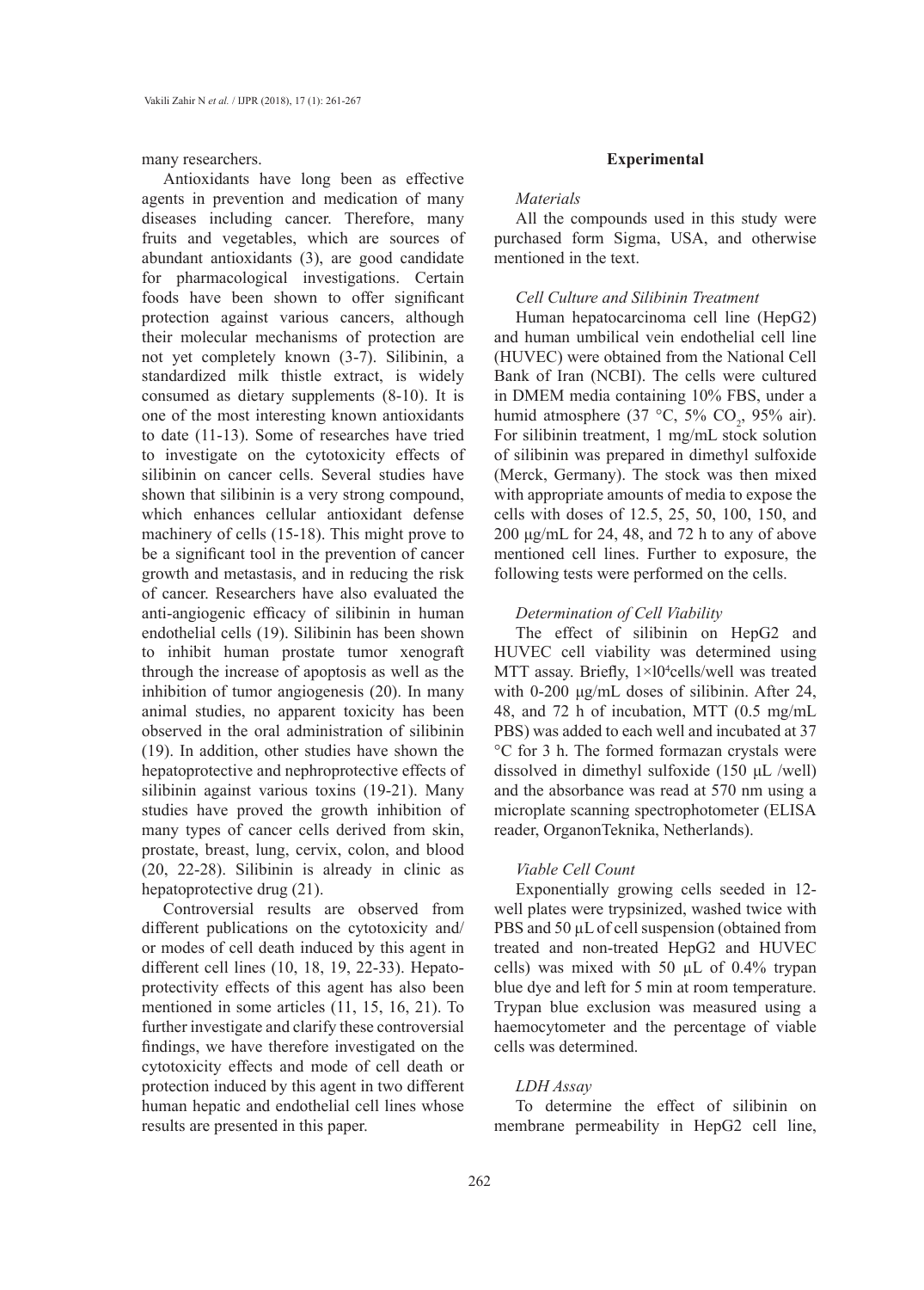many researchers.

Antioxidants have long been as effective agents in prevention and medication of many diseases including cancer. Therefore, many fruits and vegetables, which are sources of abundant antioxidants (3), are good candidate for pharmacological investigations. Certain foods have been shown to offer significant protection against various cancers, although their molecular mechanisms of protection are not yet completely known (3-7). Silibinin, a standardized milk thistle extract, is widely consumed as dietary supplements (8-10). It is one of the most interesting known antioxidants to date (11-13). Some of researches have tried to investigate on the cytotoxicity effects of silibinin on cancer cells. Several studies have shown that silibinin is a very strong compound, which enhances cellular antioxidant defense machinery of cells (15-18). This might prove to be a significant tool in the prevention of cancer growth and metastasis, and in reducing the risk of cancer. Researchers have also evaluated the anti-angiogenic efficacy of silibinin in human endothelial cells (19). Silibinin has been shown to inhibit human prostate tumor xenograft through the increase of apoptosis as well as the inhibition of tumor angiogenesis (20). In many animal studies, no apparent toxicity has been observed in the oral administration of silibinin (19). In addition, other studies have shown the hepatoprotective and nephroprotective effects of silibinin against various toxins (19-21). Many studies have proved the growth inhibition of many types of cancer cells derived from skin, prostate, breast, lung, cervix, colon, and blood (20, 22-28). Silibinin is already in clinic as hepatoprotective drug (21).

Controversial results are observed from different publications on the cytotoxicity and/or modes of cell death induced by this agent in different cell lines (10, 18, 19, 22-33). Hepato-protectivity effects of this agent has also been mentioned in some articles (11, 15, 16, 21). To further investigate and clarify these controversial findings, we have therefore investigated on the cytotoxicity effects and mode of cell death or protection induced by this agent in two different human hepatic and endothelial cell lines whose results are presented in this paper.

## Experimental

*Materials*

All the compounds used in this study were purchased form Sigma, USA, and otherwise mentioned in the text.

*Cell Culture and Silibinin Treatment*

Human hepatocarcinoma cell line (HepG2) and human umbilical vein endothelial cell line (HUVEC) were obtained from the National Cell Bank of Iran (NCBI). The cells were cultured in DMEM media containing 10% FBS, under a humid atmosphere (37 °C, 5% $CO_2$, 95% air). For silibinin treatment, 1 mg/mL stock solution of silibinin was prepared in dimethyl sulfoxide (Merck, Germany). The stock was then mixed with appropriate amounts of media to expose the cells with doses of 12.5, 25, 50, 100, 150, and 200 µg/mL for 24, 48, and 72 h to any of above mentioned cell lines. Further to exposure, the following tests were performed on the cells.

*Determination of Cell Viability*

The effect of silibinin on HepG2 and HUVEC cell viability was determined using MTT assay. Briefly, $1\times10^4$cells/well was treated with 0-200 µg/mL doses of silibinin. After 24, 48, and 72 h of incubation, MTT (0.5 mg/mL PBS) was added to each well and incubated at 37 °C for 3 h. The formed formazan crystals were dissolved in dimethyl sulfoxide (150 µL /well) and the absorbance was read at 570 nm using a microplate scanning spectrophotometer (ELISA reader, OrganonTeknika, Netherlands).

*Viable Cell Count*

Exponentially growing cells seeded in 12-well plates were trypsinized, washed twice with PBS and 50 µL of cell suspension (obtained from treated and non-treated HepG2 and HUVEC cells) was mixed with 50 µL of 0.4% trypan blue dye and left for 5 min at room temperature. Trypan blue exclusion was measured using a haemocytometer and the percentage of viable cells was determined.

*LDH Assay*

To determine the effect of silibinin on membrane permeability in HepG2 cell line,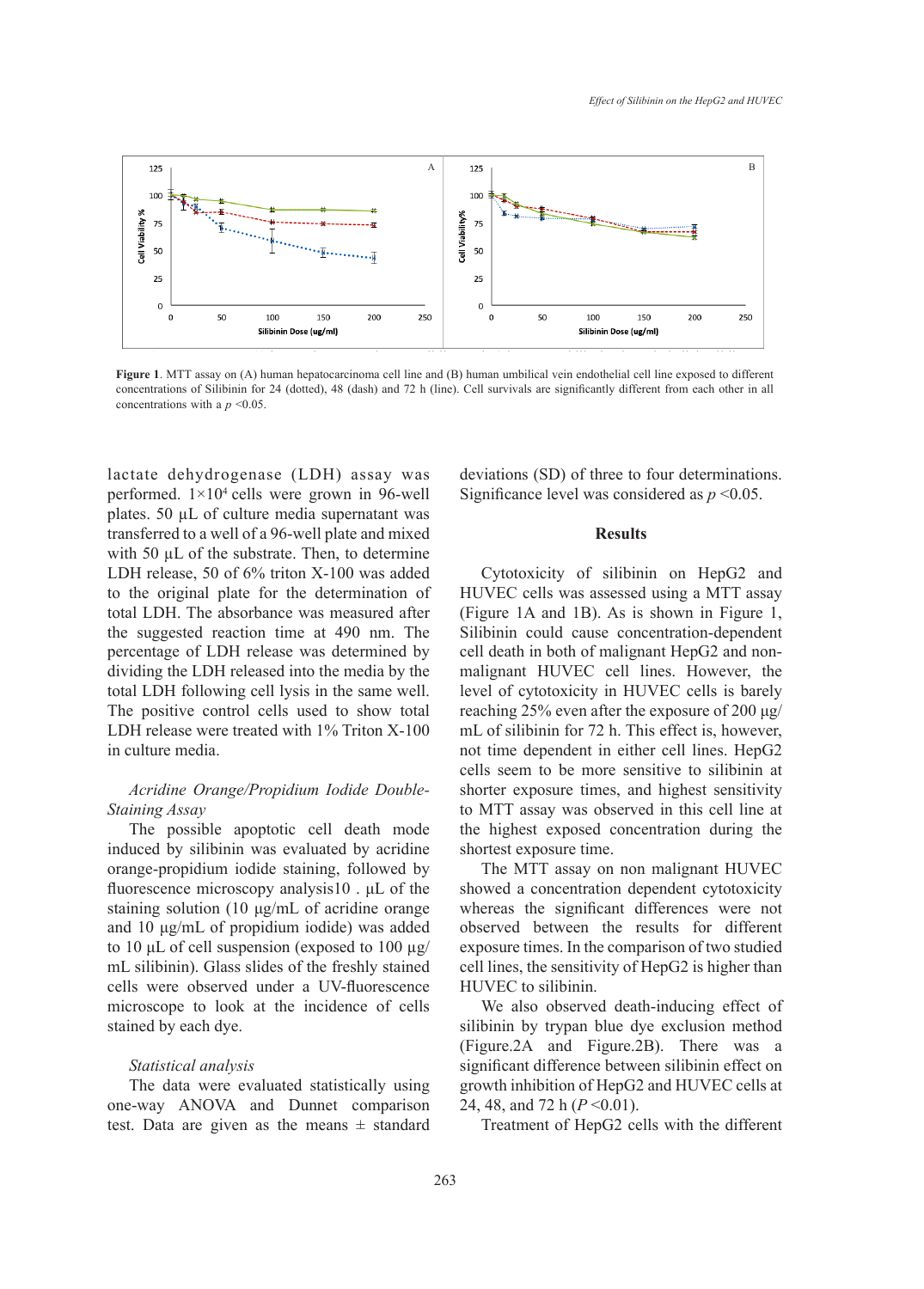**Figure 1**. MTT assay on (A) human hepatocarcinoma cell line and (B) human umbilical vein endothelial cell line exposed to different concentrations of Silibinin for 24 (dotted), 48 (dash) and 72 h (line). Cell survivals are significantly different from each other in all concentrations with a $p < 0.05$.

lactate dehydrogenase (LDH) assay was performed. $1 \times 10^4$ cells were grown in 96-well plates. 50 µL of culture media supernatant was transferred to a well of a 96-well plate and mixed with 50 µL of the substrate. Then, to determine LDH release, 50 of 6% triton X-100 was added to the original plate for the determination of total LDH. The absorbance was measured after the suggested reaction time at 490 nm. The percentage of LDH release was determined by dividing the LDH released into the media by the total LDH following cell lysis in the same well. The positive control cells used to show total LDH release were treated with 1% Triton X-100 in culture media.

*Acridine Orange/Propidium Iodide Double-Staining Assay*

The possible apoptotic cell death mode induced by silibinin was evaluated by acridine orange-propidium iodide staining, followed by fluorescence microscopy analysis10 . µL of the staining solution (10 µg/mL of acridine orange and 10 µg/mL of propidium iodide) was added to 10 µL of cell suspension (exposed to 100 µg/mL silibinin). Glass slides of the freshly stained cells were observed under a UV-fluorescence microscope to look at the incidence of cells stained by each dye.

*Statistical analysis*

The data were evaluated statistically using one-way ANOVA and Dunnet comparison test. Data are given as the means ± standard deviations (SD) of three to four determinations. Significance level was considered as $p < 0.05$.

## Results

Cytotoxicity of silibinin on HepG2 and HUVEC cells was assessed using a MTT assay (Figure 1A and 1B). As is shown in Figure 1, Silibinin could cause concentration-dependent cell death in both of malignant HepG2 and non-malignant HUVEC cell lines. However, the level of cytotoxicity in HUVEC cells is barely reaching 25% even after the exposure of 200 µg/mL of silibinin for 72 h. This effect is, however, not time dependent in either cell lines. HepG2 cells seem to be more sensitive to silibinin at shorter exposure times, and highest sensitivity to MTT assay was observed in this cell line at the highest exposed concentration during the shortest exposure time.

The MTT assay on non malignant HUVEC showed a concentration dependent cytotoxicity whereas the significant differences were not observed between the results for different exposure times. In the comparison of two studied cell lines, the sensitivity of HepG2 is higher than HUVEC to silibinin.

We also observed death-inducing effect of silibinin by trypan blue dye exclusion method (Figure.2A and Figure.2B). There was a significant difference between silibinin effect on growth inhibition of HepG2 and HUVEC cells at 24, 48, and 72 h ($P < 0.01$).

Treatment of HepG2 cells with the different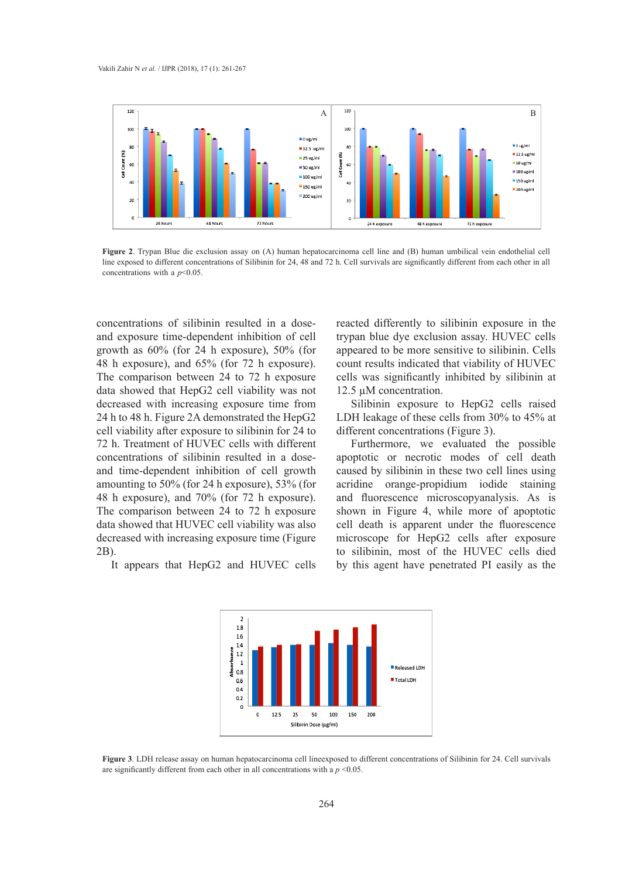**Figure 2**. Trypan Blue die exclusion assay on (A) human hepatocarcinoma cell line and (B) human umbilical vein endothelial cell line exposed to different concentrations of Silibinin for 24, 48 and 72 h. Cell survivals are significantly different from each other in all concentrations with a $p<0.05$.

concentrations of silibinin resulted in a dose- and exposure time-dependent inhibition of cell growth as 60% (for 24 h exposure), 50% (for 48 h exposure), and 65% (for 72 h exposure). The comparison between 24 to 72 h exposure data showed that HepG2 cell viability was not decreased with increasing exposure time from 24 h to 48 h. Figure 2A demonstrated the HepG2 cell viability after exposure to silibinin for 24 to 72 h. Treatment of HUVEC cells with different concentrations of silibinin resulted in a dose- and time-dependent inhibition of cell growth amounting to 50% (for 24 h exposure), 53% (for 48 h exposure), and 70% (for 72 h exposure). The comparison between 24 to 72 h exposure data showed that HUVEC cell viability was also decreased with increasing exposure time (Figure 2B).

It appears that HepG2 and HUVEC cells reacted differently to silibinin exposure in the trypan blue dye exclusion assay. HUVEC cells appeared to be more sensitive to silibinin. Cells count results indicated that viability of HUVEC cells was significantly inhibited by silibinin at 12.5 µM concentration.

Silibinin exposure to HepG2 cells raised LDH leakage of these cells from 30% to 45% at different concentrations (Figure 3).

Furthermore, we evaluated the possible apoptotic or necrotic modes of cell death caused by silibinin in these two cell lines using acridine orange-propidium iodide staining and fluorescence microscopyanalysis. As is shown in Figure 4, while more of apoptotic cell death is apparent under the fluorescence microscope for HepG2 cells after exposure to silibinin, most of the HUVEC cells died by this agent have penetrated PI easily as the

**Figure 3**. LDH release assay on human hepatocarcinoma cell lineexposed to different concentrations of Silibinin for 24. Cell survivals are significantly different from each other in all concentrations with a $p<0.05$.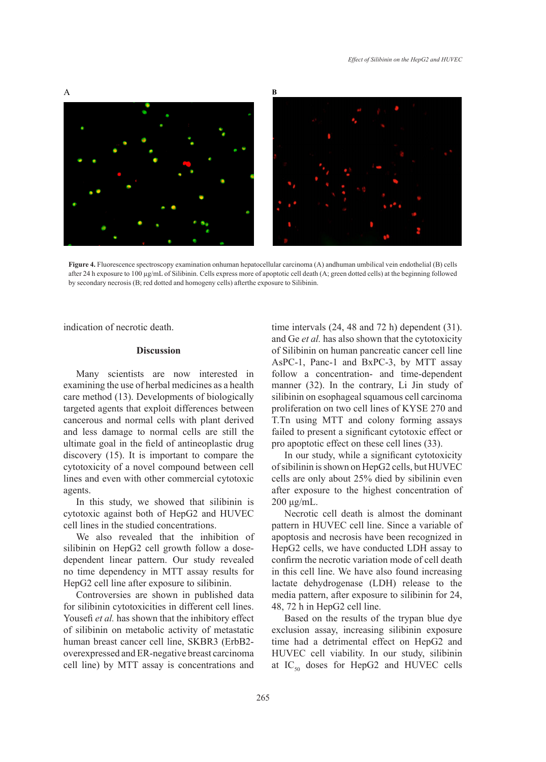A

B

**Figure 4.** Fluorescence spectroscopy examination onhuman hepatocellular carcinoma (A) andhuman umbilical vein endothelial (B) cells after 24 h exposure to 100 µg/mL of Silibinin. Cells express more of apoptotic cell death (A; green dotted cells) at the beginning followed by secondary necrosis (B; red dotted and homogeny cells) afterthe exposure to Silibinin.

indication of necrotic death.

## Discussion

Many scientists are now interested in examining the use of herbal medicines as a health care method (13). Developments of biologically targeted agents that exploit differences between cancerous and normal cells with plant derived and less damage to normal cells are still the ultimate goal in the field of antineoplastic drug discovery (15). It is important to compare the cytotoxicity of a novel compound between cell lines and even with other commercial cytotoxic agents.

In this study, we showed that silibinin is cytotoxic against both of HepG2 and HUVEC cell lines in the studied concentrations.

We also revealed that the inhibition of silibinin on HepG2 cell growth follow a dose-dependent linear pattern. Our study revealed no time dependency in MTT assay results for HepG2 cell line after exposure to silibinin.

Controversies are shown in published data for silibinin cytotoxicities in different cell lines. Yousefi *et al.* has shown that the inhibitory effect of silibinin on metabolic activity of metastatic human breast cancer cell line, SKBR3 (ErbB2-overexpressed and ER-negative breast carcinoma cell line) by MTT assay is concentrations and time intervals (24, 48 and 72 h) dependent (31). and Ge *et al.* has also shown that the cytotoxicity of Silibinin on human pancreatic cancer cell line AsPC-1, Panc-1 and BxPC-3, by MTT assay follow a concentration- and time-dependent manner (32). In the contrary, Li Jin study of silibinin on esophageal squamous cell carcinoma proliferation on two cell lines of KYSE 270 and T.Tn using MTT and colony forming assays failed to present a significant cytotoxic effect or pro apoptotic effect on these cell lines (33).

In our study, while a significant cytotoxicity of sibilinin is shown on HepG2 cells, but HUVEC cells are only about 25% died by sibilinin even after exposure to the highest concentration of 200 µg/mL.

Necrotic cell death is almost the dominant pattern in HUVEC cell line. Since a variable of apoptosis and necrosis have been recognized in HepG2 cells, we have conducted LDH assay to confirm the necrotic variation mode of cell death in this cell line. We have also found increasing lactate dehydrogenase (LDH) release to the media pattern, after exposure to silibinin for 24, 48, 72 h in HepG2 cell line.

Based on the results of the trypan blue dye exclusion assay, increasing silibinin exposure time had a detrimental effect on HepG2 and HUVEC cell viability. In our study, silibinin at $IC_{50}$ doses for HepG2 and HUVEC cells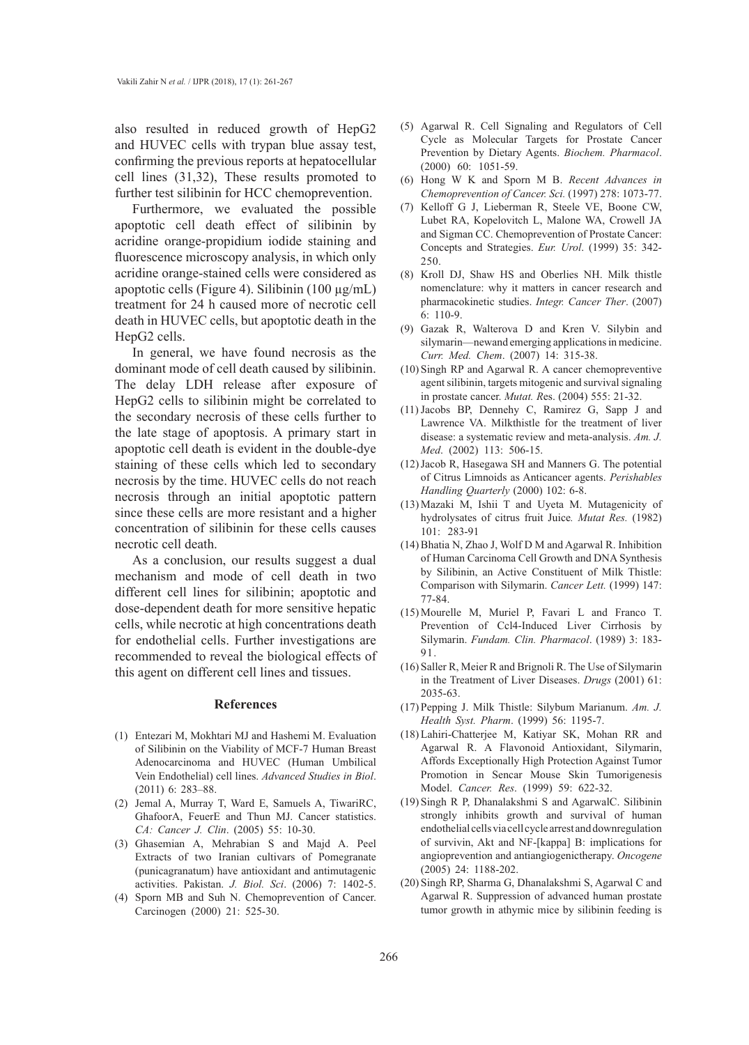also resulted in reduced growth of HepG2 and HUVEC cells with trypan blue assay test, confirming the previous reports at hepatocellular cell lines (31,32), These results promoted to further test silibinin for HCC chemoprevention.

Furthermore, we evaluated the possible apoptotic cell death effect of silibinin by acridine orange-propidium iodide staining and fluorescence microscopy analysis, in which only acridine orange-stained cells were considered as apoptotic cells (Figure 4). Silibinin (100 µg/mL) treatment for 24 h caused more of necrotic cell death in HUVEC cells, but apoptotic death in the HepG2 cells.

In general, we have found necrosis as the dominant mode of cell death caused by silibinin. The delay LDH release after exposure of HepG2 cells to silibinin might be correlated to the secondary necrosis of these cells further to the late stage of apoptosis. A primary start in apoptotic cell death is evident in the double-dye staining of these cells which led to secondary necrosis by the time. HUVEC cells do not reach necrosis through an initial apoptotic pattern since these cells are more resistant and a higher concentration of silibinin for these cells causes necrotic cell death.

As a conclusion, our results suggest a dual mechanism and mode of cell death in two different cell lines for silibinin; apoptotic and dose-dependent death for more sensitive hepatic cells, while necrotic at high concentrations death for endothelial cells. Further investigations are recommended to reveal the biological effects of this agent on different cell lines and tissues.

## References

(1) Entezari M, Mokhtari MJ and Hashemi M. Evaluation of Silibinin on the Viability of MCF-7 Human Breast Adenocarcinoma and HUVEC (Human Umbilical Vein Endothelial) cell lines. *Advanced Studies in Biol*. (2011) 6: 283–88.

(2) Jemal A, Murray T, Ward E, Samuels A, TiwariRC, GhafoorA, FeuerE and Thun MJ. Cancer statistics. *CA: Cancer J. Clin*. (2005) 55: 10-30.

(3) Ghasemian A, Mehrabian S and Majd A. Peel Extracts of two Iranian cultivars of Pomegranate (punicagranatum) have antioxidant and antimutagenic activities. Pakistan. *J. Biol. Sci*. (2006) 7: 1402-5.

(4) Sporn MB and Suh N. Chemoprevention of Cancer. Carcinogen (2000) 21: 525-30.

(5) Agarwal R. Cell Signaling and Regulators of Cell Cycle as Molecular Targets for Prostate Cancer Prevention by Dietary Agents. *Biochem. Pharmacol*. (2000) 60: 1051-59.

(6) Hong W K and Sporn M B. *Recent Advances in Chemoprevention of Cancer. Sci.* (1997) 278: 1073-77.

(7) Kelloff G J, Lieberman R, Steele VE, Boone CW, Lubet RA, Kopelovitch L, Malone WA, Crowell JA and Sigman CC. Chemoprevention of Prostate Cancer: Concepts and Strategies. *Eur. Urol*. (1999) 35: 342-250.

(8) Kroll DJ, Shaw HS and Oberlies NH. Milk thistle nomenclature: why it matters in cancer research and pharmacokinetic studies. *Integr. Cancer Ther*. (2007) 6: 110-9.

(9) Gazak R, Walterova D and Kren V. Silybin and silymarin—newand emerging applications in medicine. *Curr. Med. Chem*. (2007) 14: 315-38.

(10) Singh RP and Agarwal R. A cancer chemopreventive agent silibinin, targets mitogenic and survival signaling in prostate cancer. *Mutat. Re*s. (2004) 555: 21-32.

(11) Jacobs BP, Dennehy C, Ramirez G, Sapp J and Lawrence VA. Milkthistle for the treatment of liver disease: a systematic review and meta-analysis. *Am. J. Med*. (2002) 113: 506-15.

(12) Jacob R, Hasegawa SH and Manners G. The potential of Citrus Limnoids as Anticancer agents. *Perishables Handling Quarterly* (2000) 102: 6-8.

(13) Mazaki M, Ishii T and Uyeta M. Mutagenicity of hydrolysates of citrus fruit Juice*. Mutat Res.* (1982) 101: 283-91

(14) Bhatia N, Zhao J, Wolf D M and Agarwal R. Inhibition of Human Carcinoma Cell Growth and DNA Synthesis by Silibinin, an Active Constituent of Milk Thistle: Comparison with Silymarin. *Cancer Lett.* (1999) 147: 77-84.

(15) Mourelle M, Muriel P, Favari L and Franco T. Prevention of Ccl4-Induced Liver Cirrhosis by Silymarin. *Fundam. Clin. Pharmacol*. (1989) 3: 183-91.

(16) Saller R, Meier R and Brignoli R. The Use of Silymarin in the Treatment of Liver Diseases. *Drugs* (2001) 61: 2035-63.

(17) Pepping J. Milk Thistle: Silybum Marianum. *Am. J. Health Syst. Pharm*. (1999) 56: 1195-7.

(18) Lahiri-Chatterjee M, Katiyar SK, Mohan RR and Agarwal R. A Flavonoid Antioxidant, Silymarin, Affords Exceptionally High Protection Against Tumor Promotion in Sencar Mouse Skin Tumorigenesis Model. *Cancer. Res*. (1999) 59: 622-32.

(19) Singh R P, Dhanalakshmi S and AgarwalC. Silibinin strongly inhibits growth and survival of human endothelial cells via cell cycle arrest and downregulation of survivin, Akt and NF-[kappa] B: implications for angioprevention and antiangiogenictherapy. *Oncogene* (2005) 24: 1188-202.

(20) Singh RP, Sharma G, Dhanalakshmi S, Agarwal C and Agarwal R. Suppression of advanced human prostate tumor growth in athymic mice by silibinin feeding is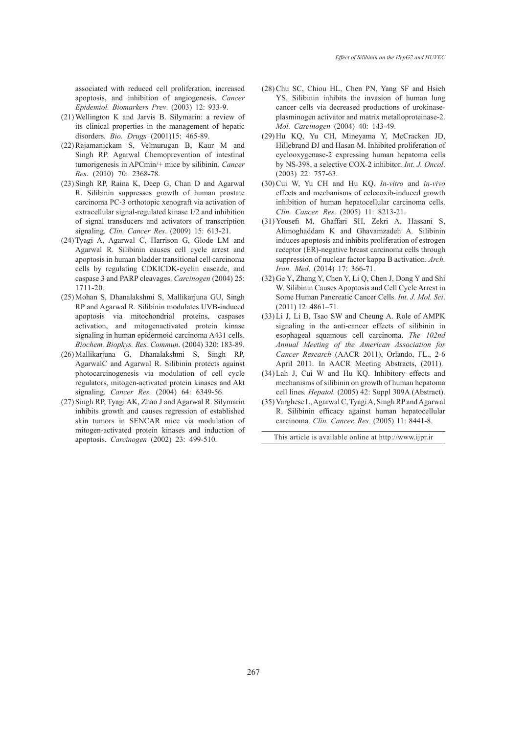associated with reduced cell proliferation, increased apoptosis, and inhibition of angiogenesis. *Cancer Epidemiol. Biomarkers Prev*. (2003) 12: 933-9.

(21) Wellington K and Jarvis B. Silymarin: a review of its clinical properties in the management of hepatic disorders. *Bio. Drugs* (2001)15: 465-89.

(22) Rajamanickam S, Velmurugan B, Kaur M and Singh RP. Agarwal Chemoprevention of intestinal tumorigenesis in APCmin/+ mice by silibinin. *Cancer Res*. (2010) 70: 2368-78.

(23) Singh RP, Raina K, Deep G, Chan D and Agarwal R. Silibinin suppresses growth of human prostate carcinoma PC-3 orthotopic xenograft via activation of extracellular signal-regulated kinase 1/2 and inhibition of signal transducers and activators of transcription signaling. *Clin. Cancer Res*. (2009) 15: 613-21.

(24) Tyagi A, Agarwal C, Harrison G, Glode LM and Agarwal R. Silibinin causes cell cycle arrest and apoptosis in human bladder transitional cell carcinoma cells by regulating CDKICDK-cyclin cascade, and caspase 3 and PARP cleavages. *Carcinogen* (2004) 25: 1711-20.

(25) Mohan S, Dhanalakshmi S, Mallikarjuna GU, Singh RP and Agarwal R. Silibinin modulates UVB-induced apoptosis via mitochondrial proteins, caspases activation, and mitogenactivated protein kinase signaling in human epidermoid carcinoma A431 cells. *Biochem. Biophys. Res. Commun*. (2004) 320: 183-89.

(26) Mallikarjuna G, Dhanalakshmi S, Singh RP, AgarwalC and Agarwal R. Silibinin protects against photocarcinogenesis via modulation of cell cycle regulators, mitogen-activated protein kinases and Akt signaling. *Cancer Res.* (2004) 64: 6349-56.

(27) Singh RP, Tyagi AK, Zhao J and Agarwal R. Silymarin inhibits growth and causes regression of established skin tumors in SENCAR mice via modulation of mitogen-activated protein kinases and induction of apoptosis. *Carcinogen* (2002) 23: 499-510.

(28) Chu SC, Chiou HL, Chen PN, Yang SF and Hsieh YS. Silibinin inhibits the invasion of human lung cancer cells via decreased productions of urokinase-plasminogen activator and matrix metalloproteinase-2. *Mol. Carcinogen* (2004) 40: 143-49.

(29) Hu KQ, Yu CH, Mineyama Y, McCracken JD, Hillebrand DJ and Hasan M. Inhibited proliferation of cyclooxygenase-2 expressing human hepatoma cells by NS-398, a selective COX-2 inhibitor. *Int. J. Oncol*. (2003) 22: 757-63.

(30) Cui W, Yu CH and Hu KQ. *In-vitro* and *in-vivo* effects and mechanisms of celecoxib-induced growth inhibition of human hepatocellular carcinoma cells. *Clin. Cancer. Res*. (2005) 11: 8213-21.

(31) Yousefi M, Ghaffari SH, Zekri A, Hassani S, Alimoghaddam K and Ghavamzadeh A. Silibinin induces apoptosis and inhibits proliferation of estrogen receptor (ER)-negative breast carcinoma cells through suppression of nuclear factor kappa B activation. *Arch. Iran. Med*. (2014) 17: 366-71.

(32) Ge Y**,** Zhang Y, Chen Y, Li Q, Chen J, Dong Y and Shi W. Silibinin Causes Apoptosis and Cell Cycle Arrest in Some Human Pancreatic Cancer Cells. *Int. J. Mol. Sci*. (2011) 12: 4861–71.

(33) Li J, Li B, Tsao SW and Cheung A. Role of AMPK signaling in the anti-cancer effects of silibinin in esophageal squamous cell carcinoma. *The 102nd Annual Meeting of the American Association for Cancer Research* (AACR 2011), Orlando, FL., 2-6 April 2011. In AACR Meeting Abstracts, (2011).

(34) Lah J, Cui W and Hu KQ. Inhibitory effects and mechanisms of silibinin on growth of human hepatoma cell lines*. Hepatol.* (2005) 42: Suppl 309A (Abstract).

(35) Varghese L, Agarwal C, Tyagi A, Singh RP and Agarwal R. Silibinin efficacy against human hepatocellular carcinoma. *Clin. Cancer. Res.* (2005) 11: 8441-8.

This article is available online at http://www.ijpr.ir